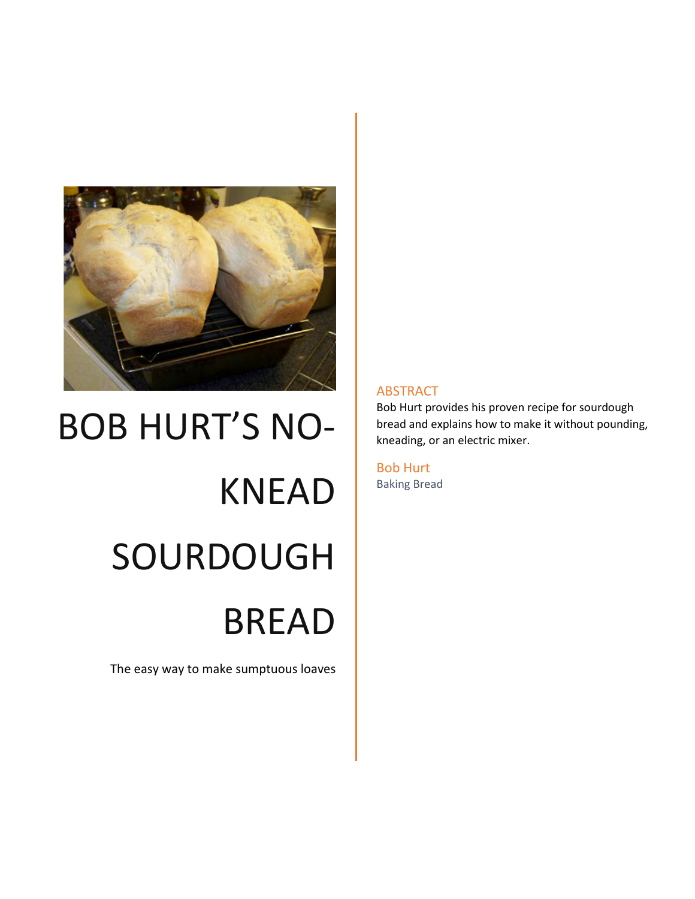# BOB HURT'S NO-KNEAD SOURDOUGH BREAD

The easy way to make sumptuous loaves

## ABSTRACT

Bob Hurt provides his proven recipe for sourdough bread and explains how to make it without pounding, kneading, or an electric mixer.

Bob Hurt

Baking Bread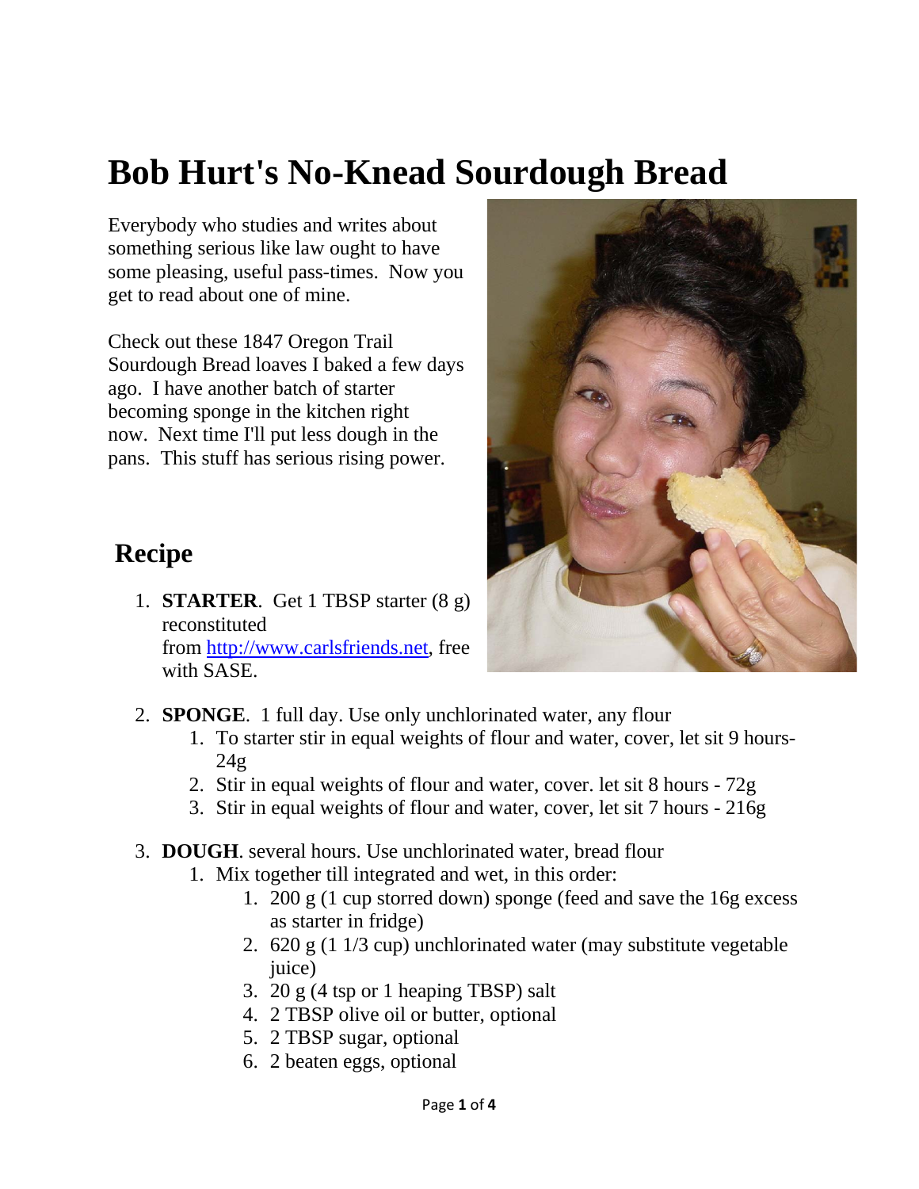# Bob Hurt's No-Knead Sourdough Bread

Everybody who studies and writes about something serious like law ought to have some pleasing, useful pass-times. Now you get to read about one of mine.

Check out these 1847 Oregon Trail Sourdough Bread loaves I baked a few days ago. I have another batch of starter becoming sponge in the kitchen right now. Next time I'll put less dough in the pans. This stuff has serious rising power.

## Recipe

1. **STARTER**. Get 1 TBSP starter (8 g) reconstituted from [http://www.carlsfriends.net](http://www.carlsfriends.net), free with SASE.
2. **SPONGE**. 1 full day. Use only unchlorinated water, any flour
   1. To starter stir in equal weights of flour and water, cover, let sit 9 hours- 24g
   2. Stir in equal weights of flour and water, cover. let sit 8 hours - 72g
   3. Stir in equal weights of flour and water, cover, let sit 7 hours - 216g
3. **DOUGH**. several hours. Use unchlorinated water, bread flour
   1. Mix together till integrated and wet, in this order:
      1. 200 g (1 cup storred down) sponge (feed and save the 16g excess as starter in fridge)
      2. 620 g (1 1/3 cup) unchlorinated water (may substitute vegetable juice)
      3. 20 g (4 tsp or 1 heaping TBSP) salt
      4. 2 TBSP olive oil or butter, optional
      5. 2 TBSP sugar, optional
      6. 2 beaten eggs, optional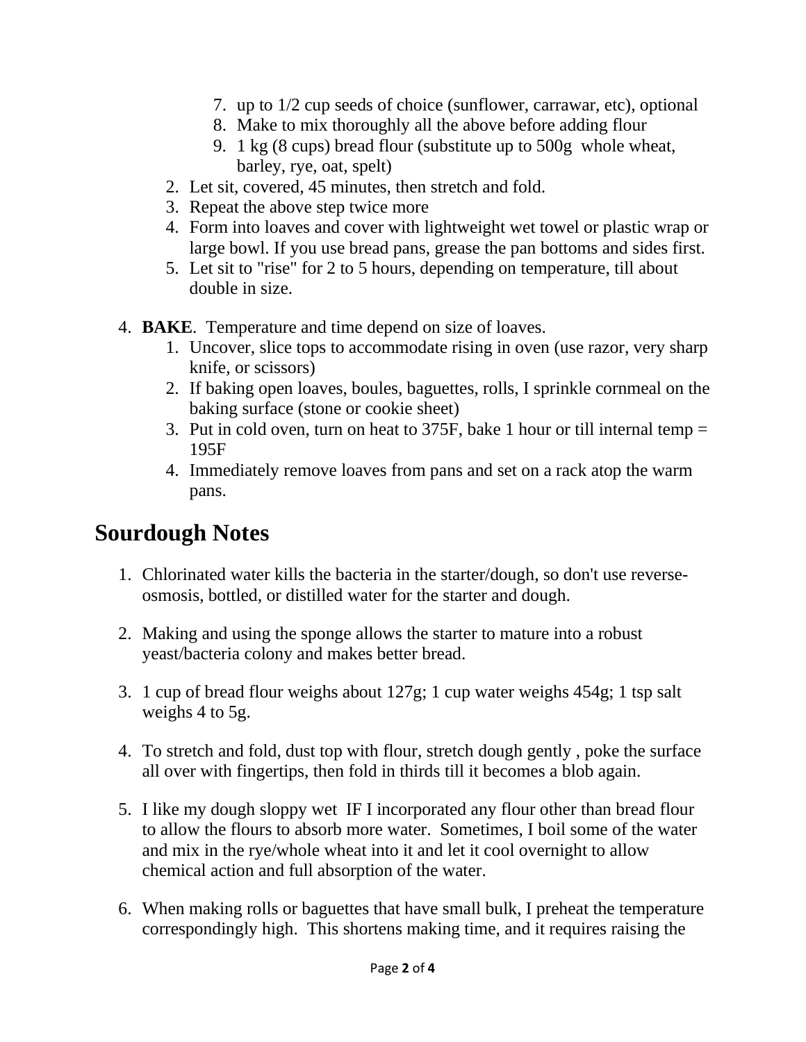7. up to 1/2 cup seeds of choice (sunflower, carrawar, etc), optional
   8. Make to mix thoroughly all the above before adding flour
   9. 1 kg (8 cups) bread flour (substitute up to 500g whole wheat, barley, rye, oat, spelt)
2. Let sit, covered, 45 minutes, then stretch and fold.
3. Repeat the above step twice more
4. Form into loaves and cover with lightweight wet towel or plastic wrap or large bowl. If you use bread pans, grease the pan bottoms and sides first.
5. Let sit to "rise" for 2 to 5 hours, depending on temperature, till about double in size.

4. **BAKE**. Temperature and time depend on size of loaves.
   1. Uncover, slice tops to accommodate rising in oven (use razor, very sharp knife, or scissors)
   2. If baking open loaves, boules, baguettes, rolls, I sprinkle cornmeal on the baking surface (stone or cookie sheet)
   3. Put in cold oven, turn on heat to 375F, bake 1 hour or till internal temp = 195F
   4. Immediately remove loaves from pans and set on a rack atop the warm pans.

## Sourdough Notes

1. Chlorinated water kills the bacteria in the starter/dough, so don't use reverse-osmosis, bottled, or distilled water for the starter and dough.

2. Making and using the sponge allows the starter to mature into a robust yeast/bacteria colony and makes better bread.

3. 1 cup of bread flour weighs about 127g; 1 cup water weighs 454g; 1 tsp salt weighs 4 to 5g.

4. To stretch and fold, dust top with flour, stretch dough gently , poke the surface all over with fingertips, then fold in thirds till it becomes a blob again.

5. I like my dough sloppy wet IF I incorporated any flour other than bread flour to allow the flours to absorb more water. Sometimes, I boil some of the water and mix in the rye/whole wheat into it and let it cool overnight to allow chemical action and full absorption of the water.

6. When making rolls or baguettes that have small bulk, I preheat the temperature correspondingly high. This shortens making time, and it requires raising the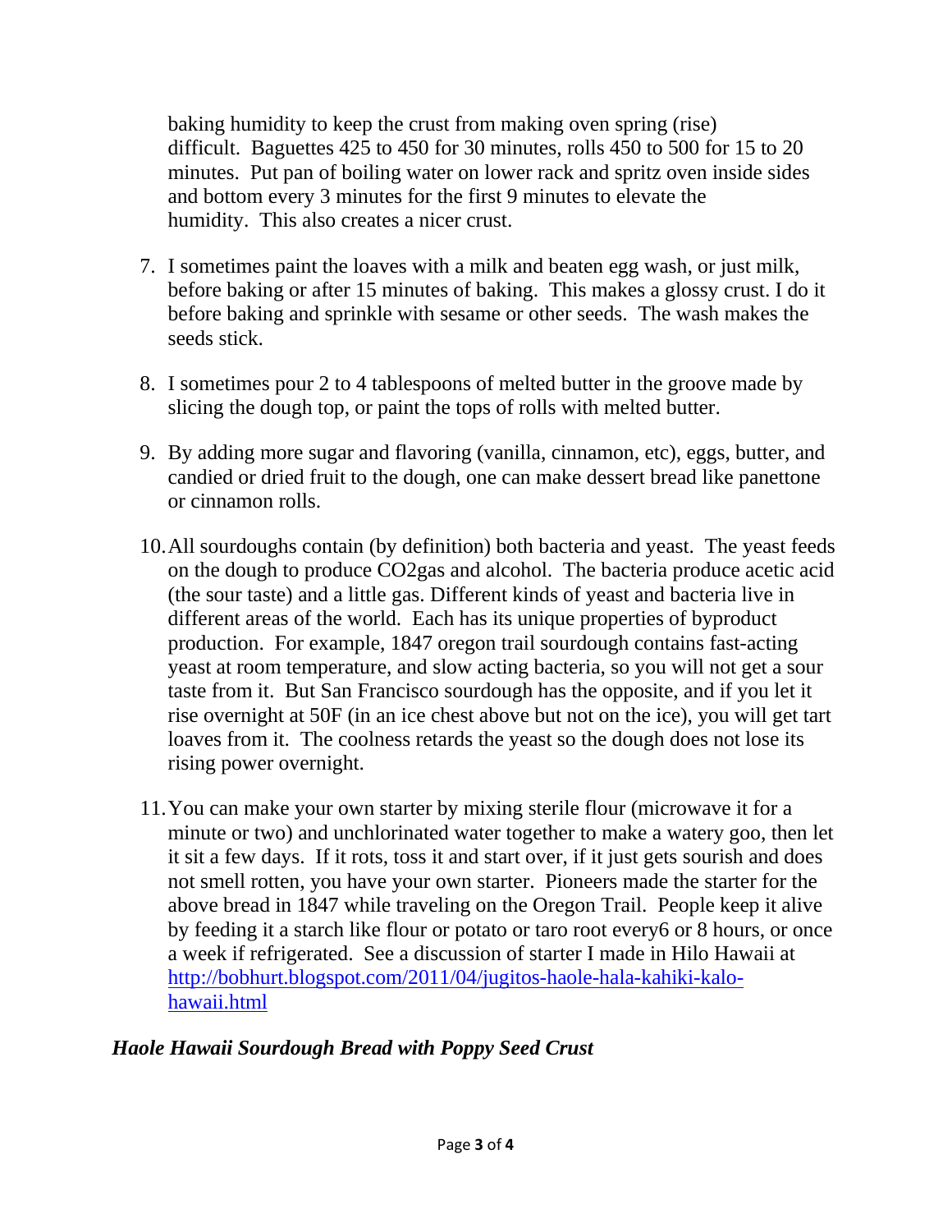baking humidity to keep the crust from making oven spring (rise) difficult. Baguettes 425 to 450 for 30 minutes, rolls 450 to 500 for 15 to 20 minutes. Put pan of boiling water on lower rack and spritz oven inside sides and bottom every 3 minutes for the first 9 minutes to elevate the humidity. This also creates a nicer crust.

7. I sometimes paint the loaves with a milk and beaten egg wash, or just milk, before baking or after 15 minutes of baking. This makes a glossy crust. I do it before baking and sprinkle with sesame or other seeds. The wash makes the seeds stick.

8. I sometimes pour 2 to 4 tablespoons of melted butter in the groove made by slicing the dough top, or paint the tops of rolls with melted butter.

9. By adding more sugar and flavoring (vanilla, cinnamon, etc), eggs, butter, and candied or dried fruit to the dough, one can make dessert bread like panettone or cinnamon rolls.

10. All sourdoughs contain (by definition) both bacteria and yeast. The yeast feeds on the dough to produce $CO_2$gas and alcohol. The bacteria produce acetic acid (the sour taste) and a little gas. Different kinds of yeast and bacteria live in different areas of the world. Each has its unique properties of byproduct production. For example, 1847 oregon trail sourdough contains fast-acting yeast at room temperature, and slow acting bacteria, so you will not get a sour taste from it. But San Francisco sourdough has the opposite, and if you let it rise overnight at 50F (in an ice chest above but not on the ice), you will get tart loaves from it. The coolness retards the yeast so the dough does not lose its rising power overnight.

11. You can make your own starter by mixing sterile flour (microwave it for a minute or two) and unchlorinated water together to make a watery goo, then let it sit a few days. If it rots, toss it and start over, if it just gets sourish and does not smell rotten, you have your own starter. Pioneers made the starter for the above bread in 1847 while traveling on the Oregon Trail. People keep it alive by feeding it a starch like flour or potato or taro root every6 or 8 hours, or once a week if refrigerated. See a discussion of starter I made in Hilo Hawaii at [http://bobhurt.blogspot.com/2011/04/jugitos-haole-hala-kahiki-kalo-hawaii.html](http://bobhurt.blogspot.com/2011/04/jugitos-haole-hala-kahiki-kalo-hawaii.html)

***Haole Hawaii Sourdough Bread with Poppy Seed Crust***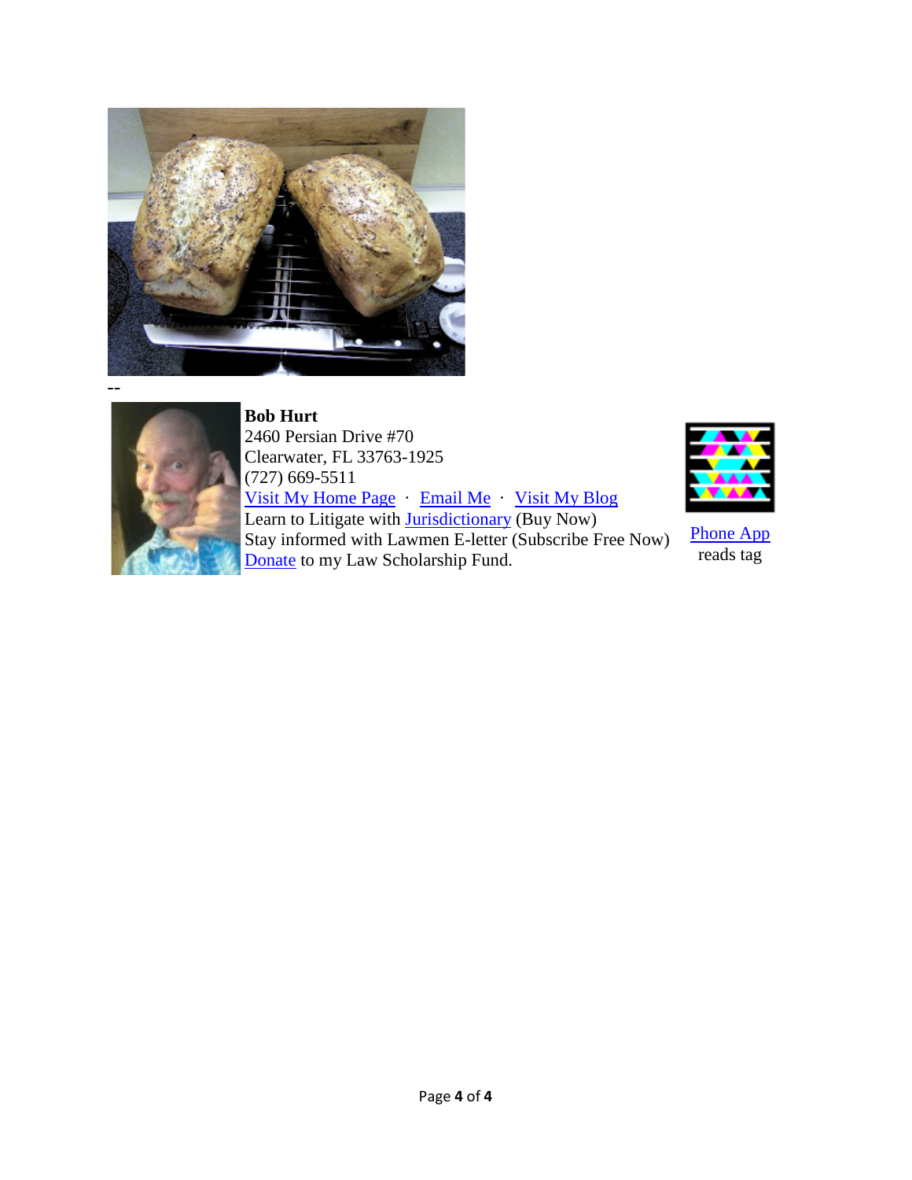--

**Bob Hurt**
2460 Persian Drive #70
Clearwater, FL 33763-1925
(727) 669-5511
Visit My Home Page · Email Me · Visit My Blog
Learn to Litigate with Jurisdictionary (Buy Now)
Stay informed with Lawmen E-letter (Subscribe Free Now)
Donate to my Law Scholarship Fund.

Phone App
reads tag